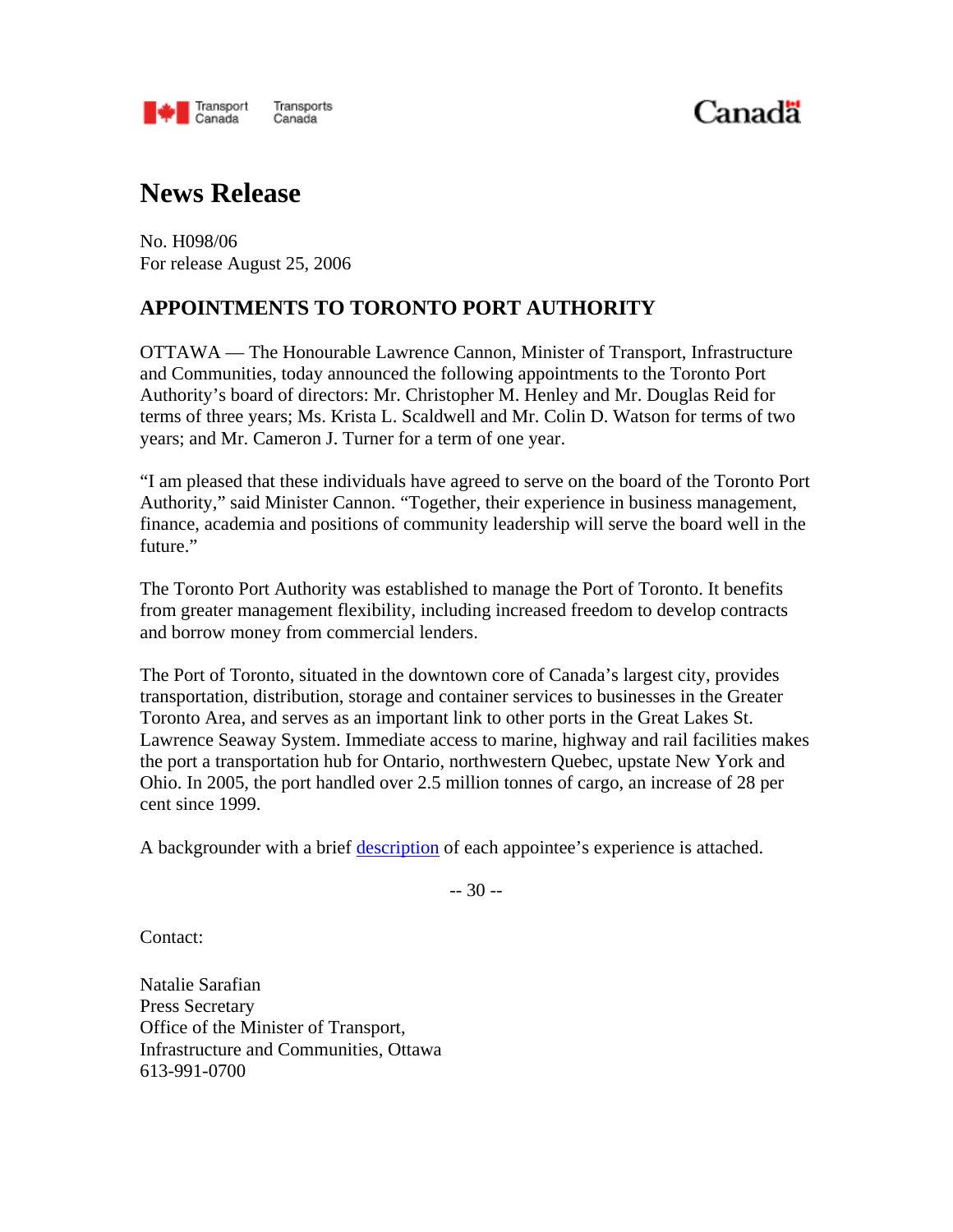Transport Canada / Transports Canada

Canada

# News Release

No. H098/06
For release August 25, 2006

## APPOINTMENTS TO TORONTO PORT AUTHORITY

OTTAWA — The Honourable Lawrence Cannon, Minister of Transport, Infrastructure and Communities, today announced the following appointments to the Toronto Port Authority's board of directors: Mr. Christopher M. Henley and Mr. Douglas Reid for terms of three years; Ms. Krista L. Scaldwell and Mr. Colin D. Watson for terms of two years; and Mr. Cameron J. Turner for a term of one year.

"I am pleased that these individuals have agreed to serve on the board of the Toronto Port Authority," said Minister Cannon. "Together, their experience in business management, finance, academia and positions of community leadership will serve the board well in the future."

The Toronto Port Authority was established to manage the Port of Toronto. It benefits from greater management flexibility, including increased freedom to develop contracts and borrow money from commercial lenders.

The Port of Toronto, situated in the downtown core of Canada's largest city, provides transportation, distribution, storage and container services to businesses in the Greater Toronto Area, and serves as an important link to other ports in the Great Lakes St. Lawrence Seaway System. Immediate access to marine, highway and rail facilities makes the port a transportation hub for Ontario, northwestern Quebec, upstate New York and Ohio. In 2005, the port handled over 2.5 million tonnes of cargo, an increase of 28 per cent since 1999.

A backgrounder with a brief description of each appointee's experience is attached.

-- 30 --

Contact:

Natalie Sarafian
Press Secretary
Office of the Minister of Transport,
Infrastructure and Communities, Ottawa
613-991-0700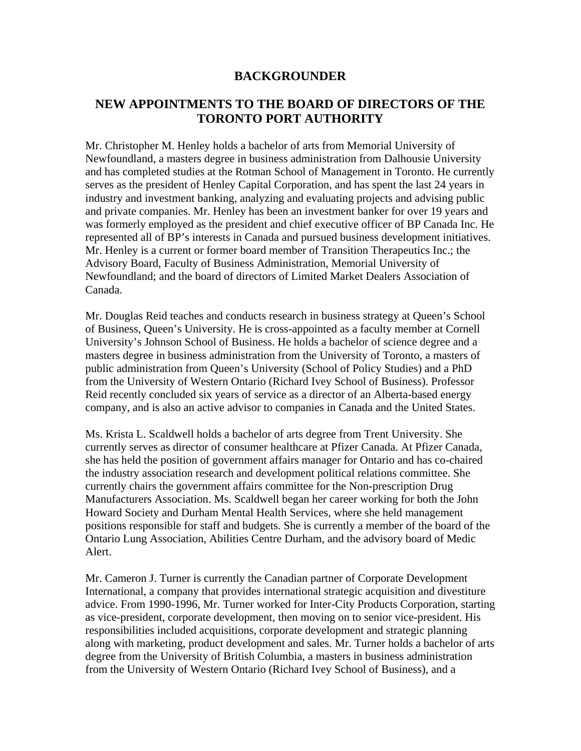# BACKGROUNDER

## NEW APPOINTMENTS TO THE BOARD OF DIRECTORS OF THE TORONTO PORT AUTHORITY

Mr. Christopher M. Henley holds a bachelor of arts from Memorial University of Newfoundland, a masters degree in business administration from Dalhousie University and has completed studies at the Rotman School of Management in Toronto. He currently serves as the president of Henley Capital Corporation, and has spent the last 24 years in industry and investment banking, analyzing and evaluating projects and advising public and private companies. Mr. Henley has been an investment banker for over 19 years and was formerly employed as the president and chief executive officer of BP Canada Inc. He represented all of BP's interests in Canada and pursued business development initiatives. Mr. Henley is a current or former board member of Transition Therapeutics Inc.; the Advisory Board, Faculty of Business Administration, Memorial University of Newfoundland; and the board of directors of Limited Market Dealers Association of Canada.

Mr. Douglas Reid teaches and conducts research in business strategy at Queen's School of Business, Queen's University. He is cross-appointed as a faculty member at Cornell University's Johnson School of Business. He holds a bachelor of science degree and a masters degree in business administration from the University of Toronto, a masters of public administration from Queen's University (School of Policy Studies) and a PhD from the University of Western Ontario (Richard Ivey School of Business). Professor Reid recently concluded six years of service as a director of an Alberta-based energy company, and is also an active advisor to companies in Canada and the United States.

Ms. Krista L. Scaldwell holds a bachelor of arts degree from Trent University. She currently serves as director of consumer healthcare at Pfizer Canada. At Pfizer Canada, she has held the position of government affairs manager for Ontario and has co-chaired the industry association research and development political relations committee. She currently chairs the government affairs committee for the Non-prescription Drug Manufacturers Association. Ms. Scaldwell began her career working for both the John Howard Society and Durham Mental Health Services, where she held management positions responsible for staff and budgets. She is currently a member of the board of the Ontario Lung Association, Abilities Centre Durham, and the advisory board of Medic Alert.

Mr. Cameron J. Turner is currently the Canadian partner of Corporate Development International, a company that provides international strategic acquisition and divestiture advice. From 1990-1996, Mr. Turner worked for Inter-City Products Corporation, starting as vice-president, corporate development, then moving on to senior vice-president. His responsibilities included acquisitions, corporate development and strategic planning along with marketing, product development and sales. Mr. Turner holds a bachelor of arts degree from the University of British Columbia, a masters in business administration from the University of Western Ontario (Richard Ivey School of Business), and a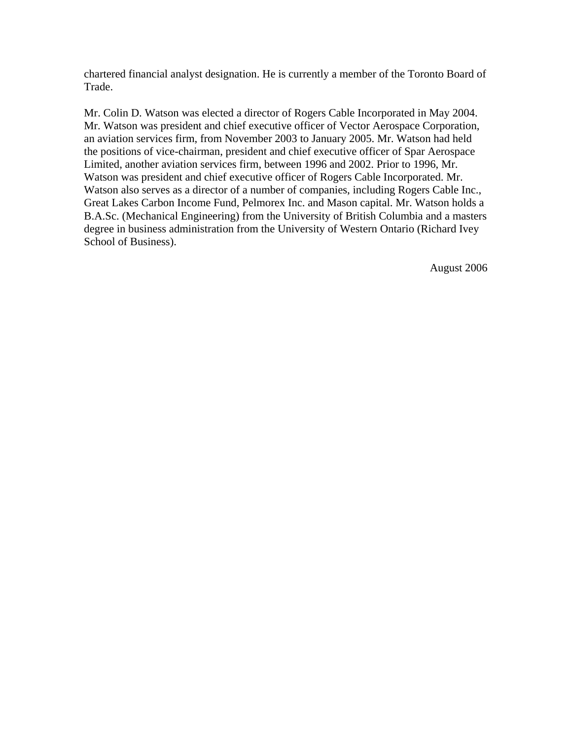chartered financial analyst designation. He is currently a member of the Toronto Board of Trade.

Mr. Colin D. Watson was elected a director of Rogers Cable Incorporated in May 2004. Mr. Watson was president and chief executive officer of Vector Aerospace Corporation, an aviation services firm, from November 2003 to January 2005. Mr. Watson had held the positions of vice-chairman, president and chief executive officer of Spar Aerospace Limited, another aviation services firm, between 1996 and 2002. Prior to 1996, Mr. Watson was president and chief executive officer of Rogers Cable Incorporated. Mr. Watson also serves as a director of a number of companies, including Rogers Cable Inc., Great Lakes Carbon Income Fund, Pelmorex Inc. and Mason capital. Mr. Watson holds a B.A.Sc. (Mechanical Engineering) from the University of British Columbia and a masters degree in business administration from the University of Western Ontario (Richard Ivey School of Business).

August 2006